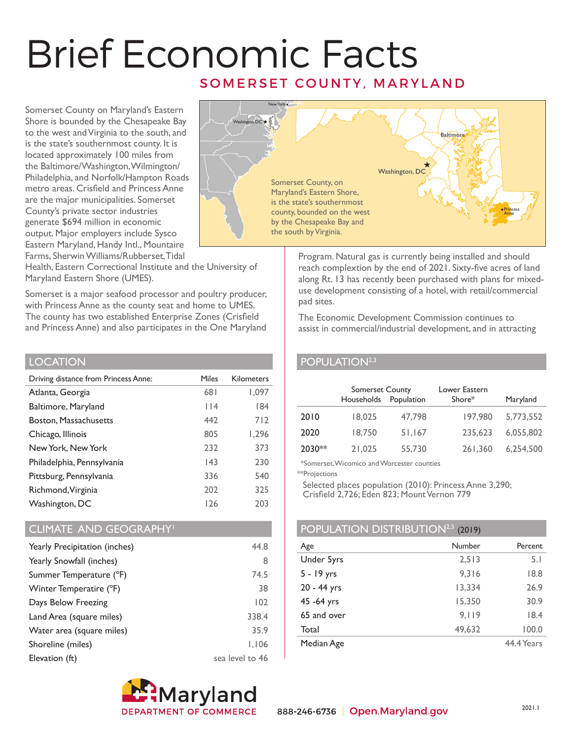# Brief Economic Facts

## SOMERSET COUNTY, MARYLAND

Somerset County on Maryland's Eastern Shore is bounded by the Chesapeake Bay to the west and Virginia to the south, and is the state's southernmost county. It is located approximately 100 miles from the Baltimore/Washington, Wilmington/Philadelphia, and Norfolk/Hampton Roads metro areas. Crisfield and Princess Anne are the major municipalities. Somerset County's private sector industries generate $694 million in economic output. Major employers include Sysco Eastern Maryland, Handy Intl., Mountaire Farms, Sherwin Williams/Rubberset, Tidal Health, Eastern Correctional Institute and the University of Maryland Eastern Shore (UMES).

Somerset is a major seafood processor and poultry producer, with Princess Anne as the county seat and home to UMES. The county has two established Enterprise Zones (Crisfield and Princess Anne) and also participates in the One Maryland Program. Natural gas is currently being installed and should reach complextion by the end of 2021. Sixty-five acres of land along Rt. 13 has recently been purchased with plans for mixed-use development consisting of a hotel, with retail/commercial pad sites.

The Economic Development Commission continues to assist in commercial/industrial development, and in attracting

Somerset County, on Maryland's Eastern Shore, is the state's southernmost county, bounded on the west by the Chesapeake Bay and the south by Virginia.

## LOCATION

| Driving distance from Princess Anne: | Miles | Kilometers |
|---|---|---|
| Atlanta, Georgia | 681 | 1,097 |
| Baltimore, Maryland | 114 | 184 |
| Boston, Massachusetts | 442 | 712 |
| Chicago, Illinois | 805 | 1,296 |
| New York, New York | 232 | 373 |
| Philadelphia, Pennsylvania | 143 | 230 |
| Pittsburg, Pennsylvania | 336 | 540 |
| Richmond, Virginia | 202 | 325 |
| Washington, DC | 126 | 203 |

## CLIMATE AND GEOGRAPHY[1]

| | |
|---|---|
| Yearly Precipitation (inches) | 44.8 |
| Yearly Snowfall (inches) | 8 |
| Summer Temperature (°F) | 74.5 |
| Winter Temperatire (°F) | 38 |
| Days Below Freezing | 102 |
| Land Area (square miles) | 338.4 |
| Water area (square miles) | 35.9 |
| Shoreline (miles) | 1,106 |
| Elevation (ft) | sea level to 46 |

## POPULATION[2,3]

| | Somerset County Households | Somerset County Population | Lower Eastern Shore* | Maryland |
|---|---|---|---|---|
| 2010 | 18,025 | 47,798 | 197,980 | 5,773,552 |
| 2020 | 18,750 | 51,167 | 235,623 | 6,055,802 |
| 2030** | 21,025 | 55,730 | 261,360 | 6,254,500 |

*Somerset, Wicomico and Worcester counties

**Projections

Selected places population (2010): Princess Anne 3,290; Crisfield 2,726; Eden 823; Mount Vernon 779

## POPULATION DISTRIBUTION[2,3] (2019)

| Age | Number | Percent |
|---|---|---|
| Under 5yrs | 2,513 | 5.1 |
| 5 - 19 yrs | 9,316 | 18.8 |
| 20 - 44 yrs | 13,334 | 26.9 |
| 45 -64 yrs | 15,350 | 30.9 |
| 65 and over | 9,119 | 18.4 |
| Total | 49,632 | 100.0 |
| Median Age | | 44.4 Years |

Maryland DEPARTMENT OF COMMERCE

888-246-6736 | Open.Maryland.gov

2021.1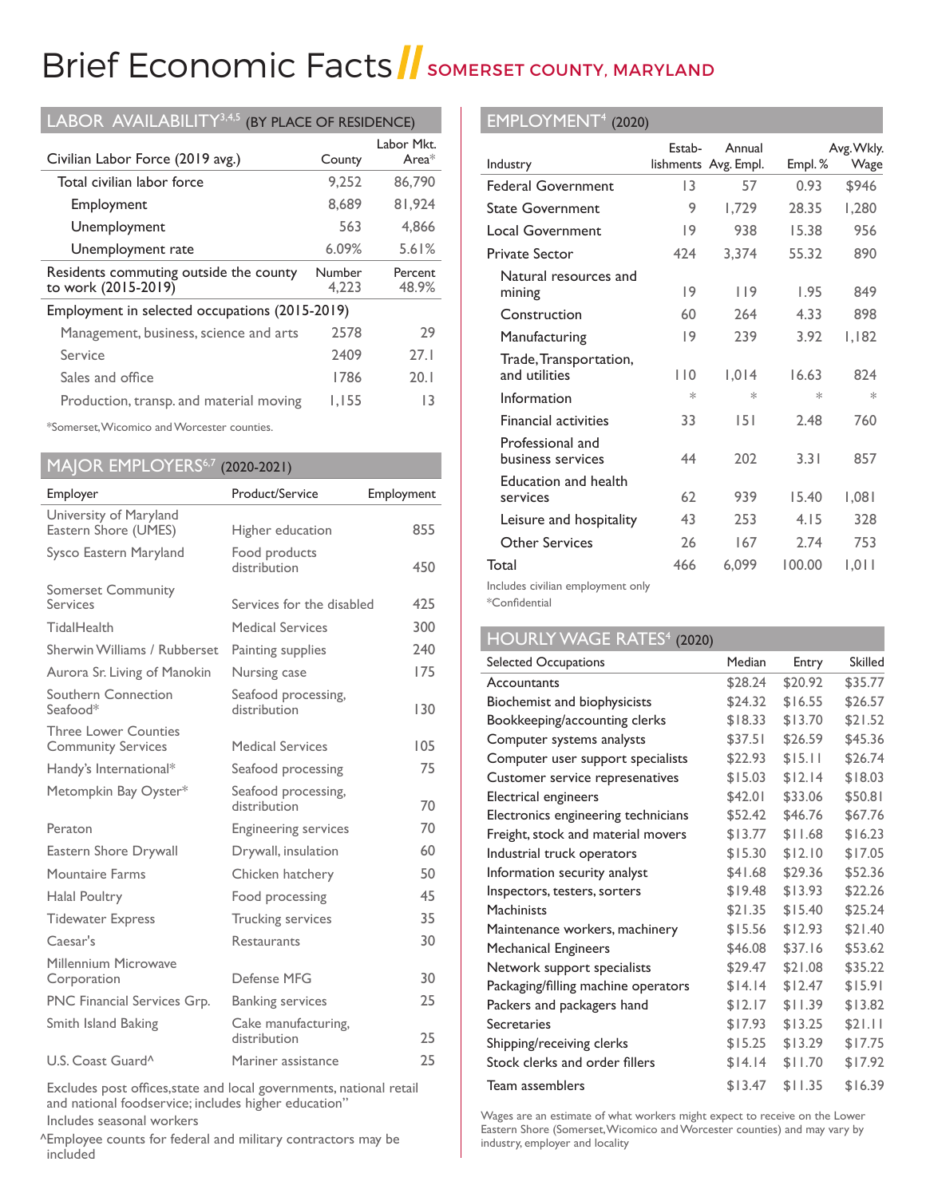# Brief Economic Facts // SOMERSET COUNTY, MARYLAND

## LABOR AVAILABILITY[3,4,5] (BY PLACE OF RESIDENCE)

| Civilian Labor Force (2019 avg.) | County | Labor Mkt. Area* |
|---|---|---|
| Total civilian labor force | 9,252 | 86,790 |
| Employment | 8,689 | 81,924 |
| Unemployment | 563 | 4,866 |
| Unemployment rate | 6.09% | 5.61% |
| Residents commuting outside the county to work (2015-2019) | Number 4,223 | Percent 48.9% |
| Employment in selected occupations (2015-2019) | | |
| Management, business, science and arts | 2578 | 29 |
| Service | 2409 | 27.1 |
| Sales and office | 1786 | 20.1 |
| Production, transp. and material moving | 1,155 | 13 |

*Somerset, Wicomico and Worcester counties.

## MAJOR EMPLOYERS[6,7] (2020-2021)

| Employer | Product/Service | Employment |
|---|---|---|
| University of Maryland Eastern Shore (UMES) | Higher education | 855 |
| Sysco Eastern Maryland | Food products distribution | 450 |
| Somerset Community Services | Services for the disabled | 425 |
| TidalHealth | Medical Services | 300 |
| Sherwin Williams / Rubberset | Painting supplies | 240 |
| Aurora Sr. Living of Manokin | Nursing case | 175 |
| Southern Connection Seafood* | Seafood processing, distribution | 130 |
| Three Lower Counties Community Services | Medical Services | 105 |
| Handy's International* | Seafood processing | 75 |
| Metompkin Bay Oyster* | Seafood processing, distribution | 70 |
| Peraton | Engineering services | 70 |
| Eastern Shore Drywall | Drywall, insulation | 60 |
| Mountaire Farms | Chicken hatchery | 50 |
| Halal Poultry | Food processing | 45 |
| Tidewater Express | Trucking services | 35 |
| Caesar's | Restaurants | 30 |
| Millennium Microwave Corporation | Defense MFG | 30 |
| PNC Financial Services Grp. | Banking services | 25 |
| Smith Island Baking | Cake manufacturing, distribution | 25 |
| U.S. Coast Guard^ | Mariner assistance | 25 |

Excludes post offices,state and local governments, national retail and national foodservice; includes higher education"

Includes seasonal workers

^Employee counts for federal and military contractors may be included

## EMPLOYMENT[4] (2020)

| Industry | Estab-lishments | Annual Avg. Empl. | Empl. % | Avg. Wkly. Wage |
|---|---|---|---|---|
| Federal Government | 13 | 57 | 0.93 | $946 |
| State Government | 9 | 1,729 | 28.35 | 1,280 |
| Local Government | 19 | 938 | 15.38 | 956 |
| Private Sector | 424 | 3,374 | 55.32 | 890 |
| Natural resources and mining | 19 | 119 | 1.95 | 849 |
| Construction | 60 | 264 | 4.33 | 898 |
| Manufacturing | 19 | 239 | 3.92 | 1,182 |
| Trade, Transportation, and utilities | 110 | 1,014 | 16.63 | 824 |
| Information | * | * | * | * |
| Financial activities | 33 | 151 | 2.48 | 760 |
| Professional and business services | 44 | 202 | 3.31 | 857 |
| Education and health services | 62 | 939 | 15.40 | 1,081 |
| Leisure and hospitality | 43 | 253 | 4.15 | 328 |
| Other Services | 26 | 167 | 2.74 | 753 |
| Total | 466 | 6,099 | 100.00 | 1,011 |

Includes civilian employment only

*Confidential

## HOURLY WAGE RATES[4] (2020)

| Selected Occupations | Median | Entry | Skilled |
|---|---|---|---|
| Accountants | $28.24 | $20.92 | $35.77 |
| Biochemist and biophysicists | $24.32 | $16.55 | $26.57 |
| Bookkeeping/accounting clerks | $18.33 | $13.70 | $21.52 |
| Computer systems analysts | $37.51 | $26.59 | $45.36 |
| Computer user support specialists | $22.93 | $15.11 | $26.74 |
| Customer service represenatives | $15.03 | $12.14 | $18.03 |
| Electrical engineers | $42.01 | $33.06 | $50.81 |
| Electronics engineering technicians | $52.42 | $46.76 | $67.76 |
| Freight, stock and material movers | $13.77 | $11.68 | $16.23 |
| Industrial truck operators | $15.30 | $12.10 | $17.05 |
| Information security analyst | $41.68 | $29.36 | $52.36 |
| Inspectors, testers, sorters | $19.48 | $13.93 | $22.26 |
| Machinists | $21.35 | $15.40 | $25.24 |
| Maintenance workers, machinery | $15.56 | $12.93 | $21.40 |
| Mechanical Engineers | $46.08 | $37.16 | $53.62 |
| Network support specialists | $29.47 | $21.08 | $35.22 |
| Packaging/filling machine operators | $14.14 | $12.47 | $15.91 |
| Packers and packagers hand | $12.17 | $11.39 | $13.82 |
| Secretaries | $17.93 | $13.25 | $21.11 |
| Shipping/receiving clerks | $15.25 | $13.29 | $17.75 |
| Stock clerks and order fillers | $14.14 | $11.70 | $17.92 |
| Team assemblers | $13.47 | $11.35 | $16.39 |

Wages are an estimate of what workers might expect to receive on the Lower Eastern Shore (Somerset, Wicomico and Worcester counties) and may vary by industry, employer and locality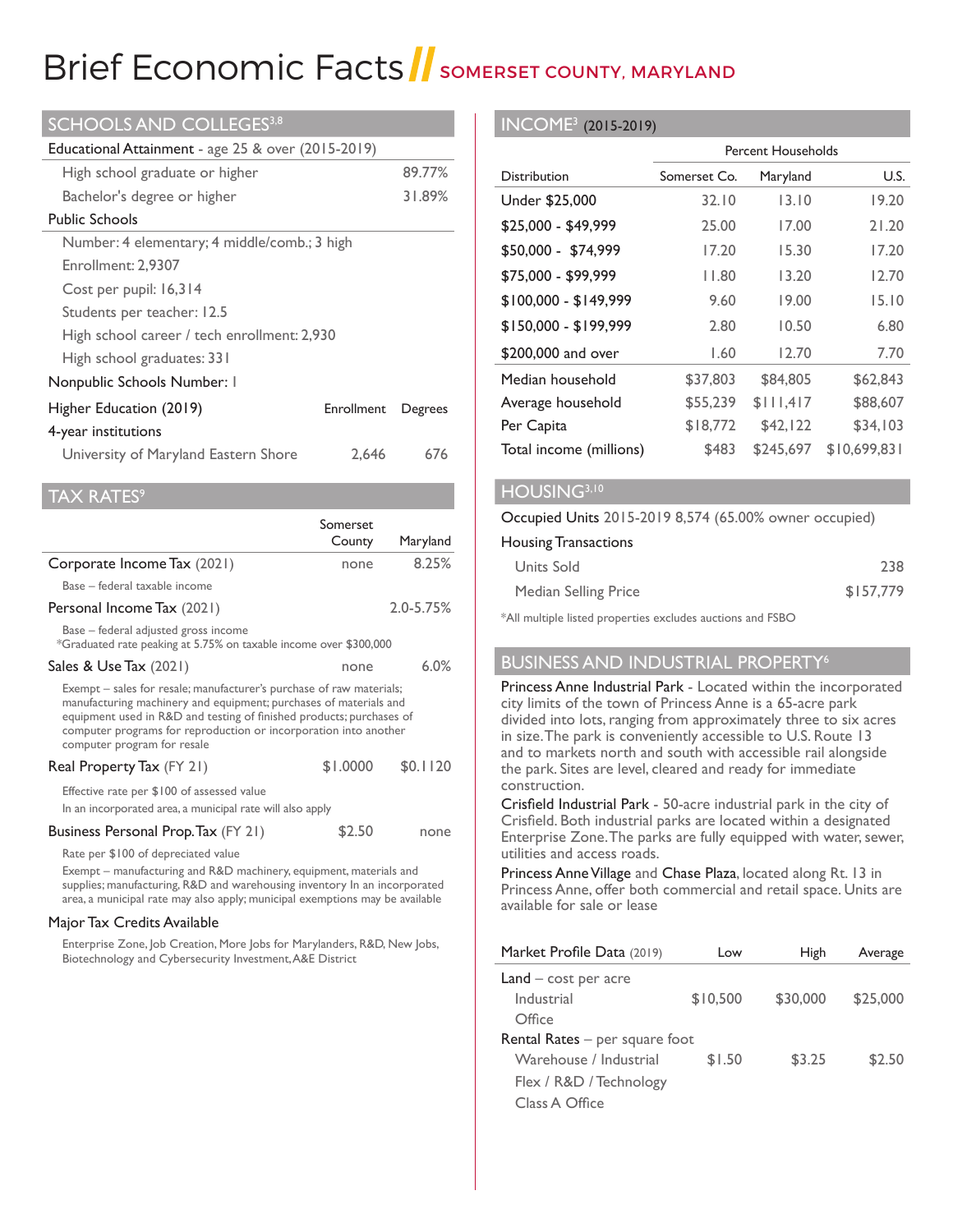# Brief Economic Facts // SOMERSET COUNTY, MARYLAND

## SCHOOLS AND COLLEGES[3,8]

| Educational Attainment - age 25 & over (2015-2019) | |
|---|---|
| High school graduate or higher | 89.77% |
| Bachelor's degree or higher | 31.89% |

**Public Schools**

- Number: 4 elementary; 4 middle/comb.; 3 high
- Enrollment: 2,9307
- Cost per pupil: 16,314
- Students per teacher: 12.5
- High school career / tech enrollment: 2,930
- High school graduates: 331

**Nonpublic Schools Number:** 1

| Higher Education (2019) | Enrollment | Degrees |
|---|---|---|
| 4-year institutions | | |
| University of Maryland Eastern Shore | 2,646 | 676 |

## TAX RATES[9]

| | Somerset County | Maryland |
|---|---|---|
| Corporate Income Tax (2021) | none | 8.25% |
| Base – federal taxable income | | |
| Personal Income Tax (2021) | | 2.0-5.75% |
| Base – federal adjusted gross income<br>*Graduated rate peaking at 5.75% on taxable income over $300,000 | | |
| Sales & Use Tax (2021) | none | 6.0% |
| Exempt – sales for resale; manufacturer's purchase of raw materials; manufacturing machinery and equipment; purchases of materials and equipment used in R&D and testing of finished products; purchases of computer programs for reproduction or incorporation into another computer program for resale | | |
| Real Property Tax (FY 21) | $1.0000 | $0.1120 |
| Effective rate per $100 of assessed value<br>In an incorporated area, a municipal rate will also apply | | |
| Business Personal Prop. Tax (FY 21) | $2.50 | none |
| Rate per $100 of depreciated value<br>Exempt – manufacturing and R&D machinery, equipment, materials and supplies; manufacturing, R&D and warehousing inventory In an incorporated area, a municipal rate may also apply; municipal exemptions may be available | | |

**Major Tax Credits Available**

Enterprise Zone, Job Creation, More Jobs for Marylanders, R&D, New Jobs, Biotechnology and Cybersecurity Investment, A&E District

## INCOME[3] (2015-2019)

| | Percent Households | | |
|---|---|---|---|
| Distribution | Somerset Co. | Maryland | U.S. |
| Under $25,000 | 32.10 | 13.10 | 19.20 |
| $25,000 - $49,999 | 25.00 | 17.00 | 21.20 |
| $50,000 - $74,999 | 17.20 | 15.30 | 17.20 |
| $75,000 - $99,999 | 11.80 | 13.20 | 12.70 |
| $100,000 - $149,999 | 9.60 | 19.00 | 15.10 |
| $150,000 - $199,999 | 2.80 | 10.50 | 6.80 |
| $200,000 and over | 1.60 | 12.70 | 7.70 |
| Median household | $37,803 | $84,805 | $62,843 |
| Average household | $55,239 | $111,417 | $88,607 |
| Per Capita | $18,772 | $42,122 | $34,103 |
| Total income (millions) | $483 | $245,697 | $10,699,831 |

## HOUSING[3,10]

Occupied Units 2015-2019 8,574 (65.00% owner occupied)

| Housing Transactions | |
|---|---|
| Units Sold | 238 |
| Median Selling Price | $157,779 |

*All multiple listed properties excludes auctions and FSBO

## BUSINESS AND INDUSTRIAL PROPERTY[6]

**Princess Anne Industrial Park** - Located within the incorporated city limits of the town of Princess Anne is a 65-acre park divided into lots, ranging from approximately three to six acres in size. The park is conveniently accessible to U.S. Route 13 and to markets north and south with accessible rail alongside the park. Sites are level, cleared and ready for immediate construction.

**Crisfield Industrial Park** - 50-acre industrial park in the city of Crisfield. Both industrial parks are located within a designated Enterprise Zone. The parks are fully equipped with water, sewer, utilities and access roads.

**Princess Anne Village** and **Chase Plaza**, located along Rt. 13 in Princess Anne, offer both commercial and retail space. Units are available for sale or lease

| Market Profile Data (2019) | Low | High | Average |
|---|---|---|---|
| Land – cost per acre | | | |
| Industrial | $10,500 | $30,000 | $25,000 |
| Office | | | |
| Rental Rates – per square foot | | | |
| Warehouse / Industrial | $1.50 | $3.25 | $2.50 |
| Flex / R&D / Technology | | | |
| Class A Office | | | |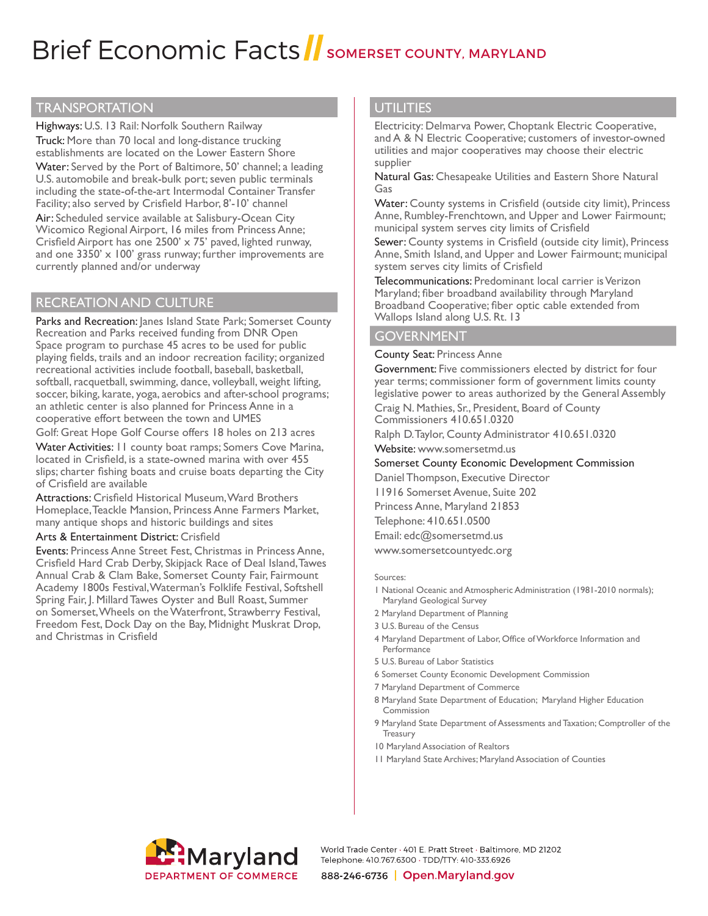# Brief Economic Facts // SOMERSET COUNTY, MARYLAND

## TRANSPORTATION

**Highways:** U.S. 13 **Rail:** Norfolk Southern Railway

**Truck:** More than 70 local and long-distance trucking establishments are located on the Lower Eastern Shore

**Water:** Served by the Port of Baltimore, 50' channel; a leading U.S. automobile and break-bulk port; seven public terminals including the state-of-the-art Intermodal Container Transfer Facility; also served by Crisfield Harbor, 8'-10' channel

**Air:** Scheduled service available at Salisbury-Ocean City Wicomico Regional Airport, 16 miles from Princess Anne; Crisfield Airport has one 2500' x 75' paved, lighted runway, and one 3350' x 100' grass runway; further improvements are currently planned and/or underway

## RECREATION AND CULTURE

**Parks and Recreation:** Janes Island State Park; Somerset County Recreation and Parks received funding from DNR Open Space program to purchase 45 acres to be used for public playing fields, trails and an indoor recreation facility; organized recreational activities include football, baseball, basketball, softball, racquetball, swimming, dance, volleyball, weight lifting, soccer, biking, karate, yoga, aerobics and after-school programs; an athletic center is also planned for Princess Anne in a cooperative effort between the town and UMES

**Golf:** Great Hope Golf Course offers 18 holes on 213 acres

**Water Activities:** 11 county boat ramps; Somers Cove Marina, located in Crisfield, is a state-owned marina with over 455 slips; charter fishing boats and cruise boats departing the City of Crisfield are available

**Attractions:** Crisfield Historical Museum, Ward Brothers Homeplace, Teackle Mansion, Princess Anne Farmers Market, many antique shops and historic buildings and sites

**Arts & Entertainment District:** Crisfield

**Events:** Princess Anne Street Fest, Christmas in Princess Anne, Crisfield Hard Crab Derby, Skipjack Race of Deal Island, Tawes Annual Crab & Clam Bake, Somerset County Fair, Fairmount Academy 1800s Festival, Waterman's Folklife Festival, Softshell Spring Fair, J. Millard Tawes Oyster and Bull Roast, Summer on Somerset, Wheels on the Waterfront, Strawberry Festival, Freedom Fest, Dock Day on the Bay, Midnight Muskrat Drop, and Christmas in Crisfield

## UTILITIES

**Electricity:** Delmarva Power, Choptank Electric Cooperative, and A & N Electric Cooperative; customers of investor-owned utilities and major cooperatives may choose their electric supplier

**Natural Gas:** Chesapeake Utilities and Eastern Shore Natural Gas

**Water:** County systems in Crisfield (outside city limit), Princess Anne, Rumbley-Frenchtown, and Upper and Lower Fairmount; municipal system serves city limits of Crisfield

**Sewer:** County systems in Crisfield (outside city limit), Princess Anne, Smith Island, and Upper and Lower Fairmount; municipal system serves city limits of Crisfield

**Telecommunications:** Predominant local carrier is Verizon Maryland; fiber broadband availability through Maryland Broadband Cooperative; fiber optic cable extended from Wallops Island along U.S. Rt. 13

## GOVERNMENT

**County Seat:** Princess Anne

**Government:** Five commissioners elected by district for four year terms; commissioner form of government limits county legislative power to areas authorized by the General Assembly

Craig N. Mathies, Sr., President, Board of County Commissioners 410.651.0320

Ralph D. Taylor, County Administrator 410.651.0320

**Website:** www.somersetmd.us

**Somerset County Economic Development Commission**

Daniel Thompson, Executive Director

11916 Somerset Avenue, Suite 202

Princess Anne, Maryland 21853

Telephone: 410.651.0500

Email: edc@somersetmd.us

www.somersetcountyedc.org

Sources:

1 National Oceanic and Atmospheric Administration (1981-2010 normals); Maryland Geological Survey
2 Maryland Department of Planning
3 U.S. Bureau of the Census
4 Maryland Department of Labor, Office of Workforce Information and Performance
5 U.S. Bureau of Labor Statistics
6 Somerset County Economic Development Commission
7 Maryland Department of Commerce
8 Maryland State Department of Education; Maryland Higher Education Commission
9 Maryland State Department of Assessments and Taxation; Comptroller of the Treasury
10 Maryland Association of Realtors
11 Maryland State Archives; Maryland Association of Counties

Maryland DEPARTMENT OF COMMERCE

World Trade Center · 401 E. Pratt Street · Baltimore, MD 21202
Telephone: 410.767.6300 · TDD/TTY: 410-333.6926

888-246-6736 | Open.Maryland.gov